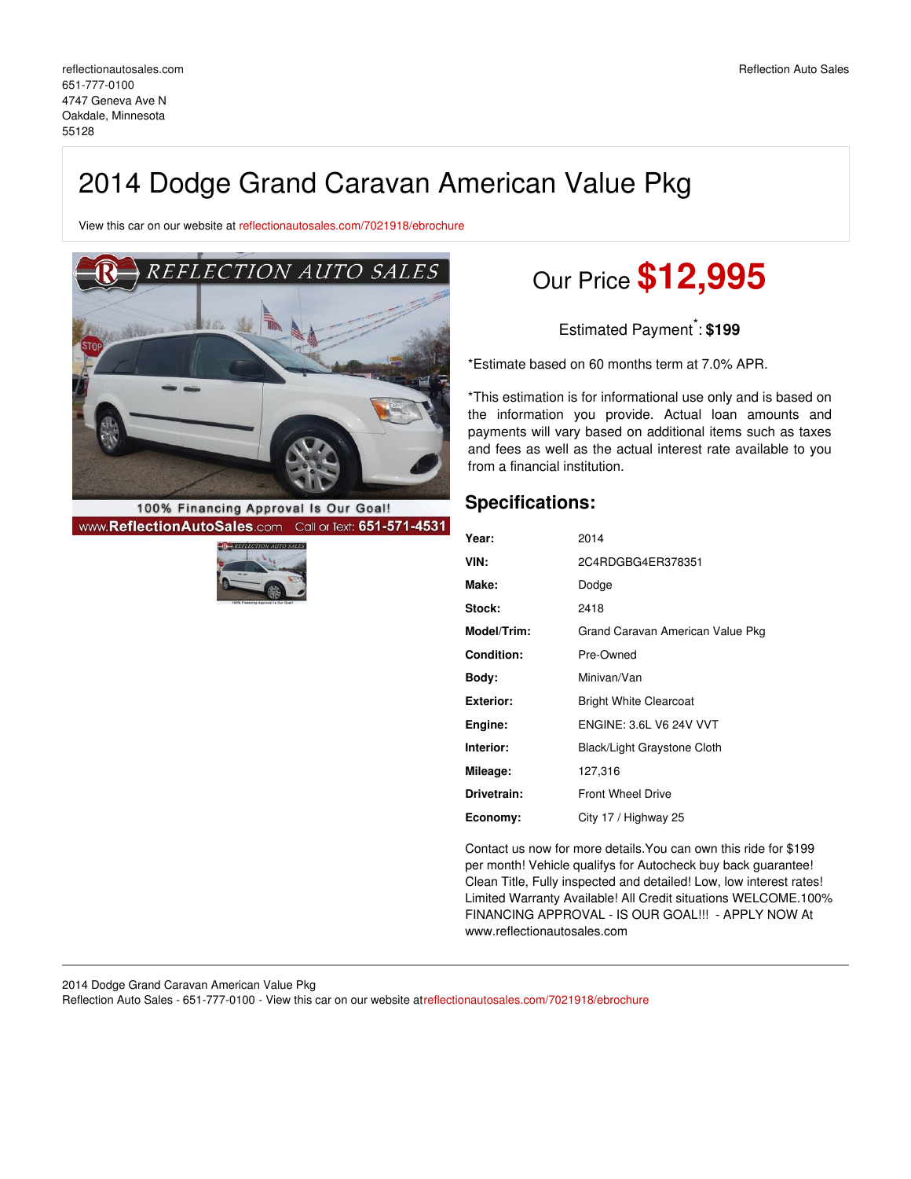reflectionautosales.com
651-777-0100
4747 Geneva Ave N
Oakdale, Minnesota
55128

Reflection Auto Sales

# 2014 Dodge Grand Caravan American Value Pkg

View this car on our website at reflectionautosales.com/7021918/ebrochure

## Our Price $12,995

Estimated Payment*: **$199**

*Estimate based on 60 months term at 7.0% APR.

*This estimation is for informational use only and is based on the information you provide. Actual loan amounts and payments will vary based on additional items such as taxes and fees as well as the actual interest rate available to you from a financial institution.

## Specifications:

| | |
|---|---|
| **Year:** | 2014 |
| **VIN:** | 2C4RDGBG4ER378351 |
| **Make:** | Dodge |
| **Stock:** | 2418 |
| **Model/Trim:** | Grand Caravan American Value Pkg |
| **Condition:** | Pre-Owned |
| **Body:** | Minivan/Van |
| **Exterior:** | Bright White Clearcoat |
| **Engine:** | ENGINE: 3.6L V6 24V VVT |
| **Interior:** | Black/Light Graystone Cloth |
| **Mileage:** | 127,316 |
| **Drivetrain:** | Front Wheel Drive |
| **Economy:** | City 17 / Highway 25 |

Contact us now for more details.You can own this ride for $199 per month! Vehicle qualifys for Autocheck buy back guarantee! Clean Title, Fully inspected and detailed! Low, low interest rates! Limited Warranty Available! All Credit situations WELCOME.100% FINANCING APPROVAL - IS OUR GOAL!!! - APPLY NOW At www.reflectionautosales.com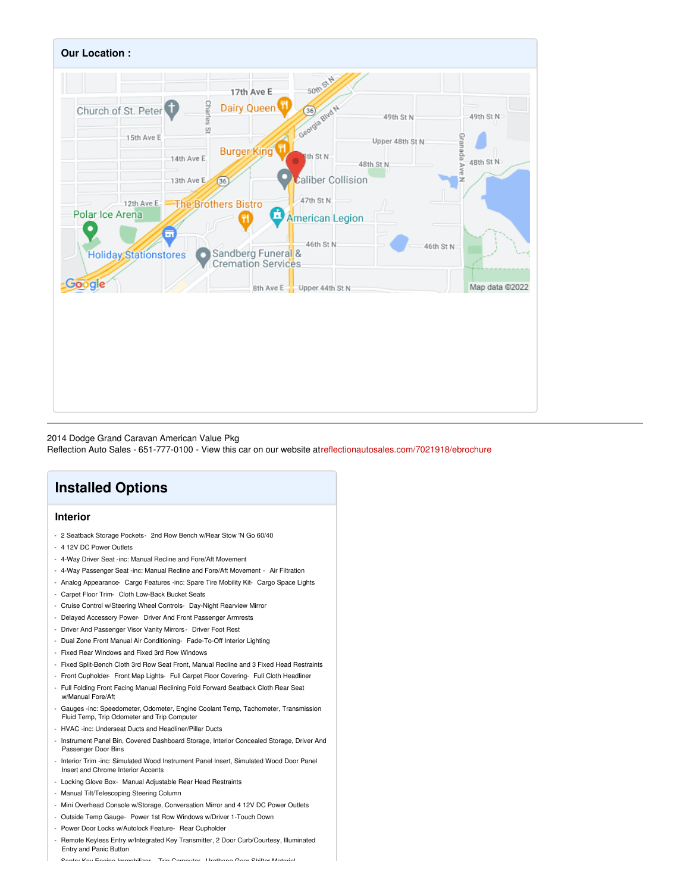**Our Location :**

2014 Dodge Grand Caravan American Value Pkg
Reflection Auto Sales - 651-777-0100 - View this car on our website at reflectionautosales.com/7021918/ebrochure

# Installed Options

## Interior

- 2 Seatback Storage Pockets- 2nd Row Bench w/Rear Stow 'N Go 60/40
- 4 12V DC Power Outlets
- 4-Way Driver Seat -inc: Manual Recline and Fore/Aft Movement
- 4-Way Passenger Seat -inc: Manual Recline and Fore/Aft Movement - Air Filtration
- Analog Appearance- Cargo Features -inc: Spare Tire Mobility Kit- Cargo Space Lights
- Carpet Floor Trim- Cloth Low-Back Bucket Seats
- Cruise Control w/Steering Wheel Controls- Day-Night Rearview Mirror
- Delayed Accessory Power- Driver And Front Passenger Armrests
- Driver And Passenger Visor Vanity Mirrors - Driver Foot Rest
- Dual Zone Front Manual Air Conditioning- Fade-To-Off Interior Lighting
- Fixed Rear Windows and Fixed 3rd Row Windows
- Fixed Split-Bench Cloth 3rd Row Seat Front, Manual Recline and 3 Fixed Head Restraints
- Front Cupholder- Front Map Lights- Full Carpet Floor Covering- Full Cloth Headliner
- Full Folding Front Facing Manual Reclining Fold Forward Seatback Cloth Rear Seat w/Manual Fore/Aft
- Gauges -inc: Speedometer, Odometer, Engine Coolant Temp, Tachometer, Transmission Fluid Temp, Trip Odometer and Trip Computer
- HVAC -inc: Underseat Ducts and Headliner/Pillar Ducts
- Instrument Panel Bin, Covered Dashboard Storage, Interior Concealed Storage, Driver And Passenger Door Bins
- Interior Trim -inc: Simulated Wood Instrument Panel Insert, Simulated Wood Door Panel Insert and Chrome Interior Accents
- Locking Glove Box- Manual Adjustable Rear Head Restraints
- Manual Tilt/Telescoping Steering Column
- Mini Overhead Console w/Storage, Conversation Mirror and 4 12V DC Power Outlets
- Outside Temp Gauge- Power 1st Row Windows w/Driver 1-Touch Down
- Power Door Locks w/Autolock Feature- Rear Cupholder
- Remote Keyless Entry w/Integrated Key Transmitter, 2 Door Curb/Courtesy, Illuminated Entry and Panic Button
- Sentry Key Engine Immobilizer - Trip Computer - Urethane Gear Shifter Material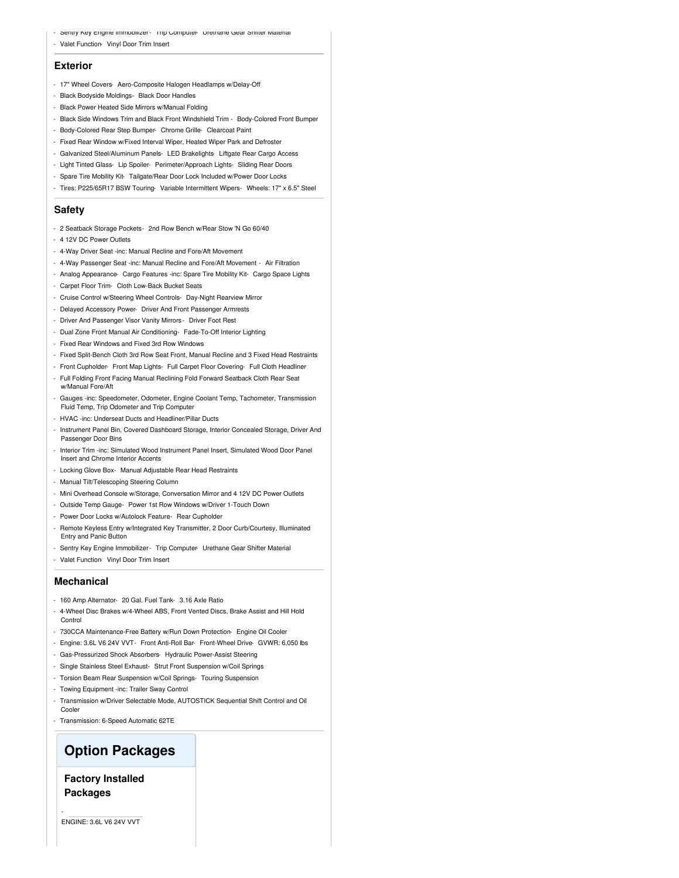- Sentry Key Engine Immobilizer - Trip Computer- Urethane Gear Shifter Material
- Valet Function- Vinyl Door Trim Insert

## Exterior

- 17" Wheel Covers- Aero-Composite Halogen Headlamps w/Delay-Off
- Black Bodyside Moldings- Black Door Handles
- Black Power Heated Side Mirrors w/Manual Folding
- Black Side Windows Trim and Black Front Windshield Trim - Body-Colored Front Bumper
- Body-Colored Rear Step Bumper- Chrome Grille- Clearcoat Paint
- Fixed Rear Window w/Fixed Interval Wiper, Heated Wiper Park and Defroster
- Galvanized Steel/Aluminum Panels- LED Brakelights- Liftgate Rear Cargo Access
- Light Tinted Glass- Lip Spoiler- Perimeter/Approach Lights- Sliding Rear Doors
- Spare Tire Mobility Kit- Tailgate/Rear Door Lock Included w/Power Door Locks
- Tires: P225/65R17 BSW Touring- Variable Intermittent Wipers- Wheels: 17" x 6.5" Steel

## Safety

- 2 Seatback Storage Pockets- 2nd Row Bench w/Rear Stow 'N Go 60/40
- 4 12V DC Power Outlets
- 4-Way Driver Seat -inc: Manual Recline and Fore/Aft Movement
- 4-Way Passenger Seat -inc: Manual Recline and Fore/Aft Movement - Air Filtration
- Analog Appearance- Cargo Features -inc: Spare Tire Mobility Kit- Cargo Space Lights
- Carpet Floor Trim- Cloth Low-Back Bucket Seats
- Cruise Control w/Steering Wheel Controls- Day-Night Rearview Mirror
- Delayed Accessory Power- Driver And Front Passenger Armrests
- Driver And Passenger Visor Vanity Mirrors - Driver Foot Rest
- Dual Zone Front Manual Air Conditioning- Fade-To-Off Interior Lighting
- Fixed Rear Windows and Fixed 3rd Row Windows
- Fixed Split-Bench Cloth 3rd Row Seat Front, Manual Recline and 3 Fixed Head Restraints
- Front Cupholder- Front Map Lights- Full Carpet Floor Covering- Full Cloth Headliner
- Full Folding Front Facing Manual Reclining Fold Forward Seatback Cloth Rear Seat w/Manual Fore/Aft
- Gauges -inc: Speedometer, Odometer, Engine Coolant Temp, Tachometer, Transmission Fluid Temp, Trip Odometer and Trip Computer
- HVAC -inc: Underseat Ducts and Headliner/Pillar Ducts
- Instrument Panel Bin, Covered Dashboard Storage, Interior Concealed Storage, Driver And Passenger Door Bins
- Interior Trim -inc: Simulated Wood Instrument Panel Insert, Simulated Wood Door Panel Insert and Chrome Interior Accents
- Locking Glove Box- Manual Adjustable Rear Head Restraints
- Manual Tilt/Telescoping Steering Column
- Mini Overhead Console w/Storage, Conversation Mirror and 4 12V DC Power Outlets
- Outside Temp Gauge- Power 1st Row Windows w/Driver 1-Touch Down
- Power Door Locks w/Autolock Feature- Rear Cupholder
- Remote Keyless Entry w/Integrated Key Transmitter, 2 Door Curb/Courtesy, Illuminated Entry and Panic Button
- Sentry Key Engine Immobilizer - Trip Computer- Urethane Gear Shifter Material
- Valet Function- Vinyl Door Trim Insert

## Mechanical

- 160 Amp Alternator- 20 Gal. Fuel Tank- 3.16 Axle Ratio
- 4-Wheel Disc Brakes w/4-Wheel ABS, Front Vented Discs, Brake Assist and Hill Hold Control
- 730CCA Maintenance-Free Battery w/Run Down Protection- Engine Oil Cooler
- Engine: 3.6L V6 24V VVT- Front Anti-Roll Bar- Front-Wheel Drive- GVWR: 6,050 lbs
- Gas-Pressurized Shock Absorbers- Hydraulic Power-Assist Steering
- Single Stainless Steel Exhaust- Strut Front Suspension w/Coil Springs
- Torsion Beam Rear Suspension w/Coil Springs- Touring Suspension
- Towing Equipment -inc: Trailer Sway Control
- Transmission w/Driver Selectable Mode, AUTOSTICK Sequential Shift Control and Oil Cooler
- Transmission: 6-Speed Automatic 62TE

# Option Packages

### Factory Installed Packages

- ENGINE: 3.6L V6 24V VVT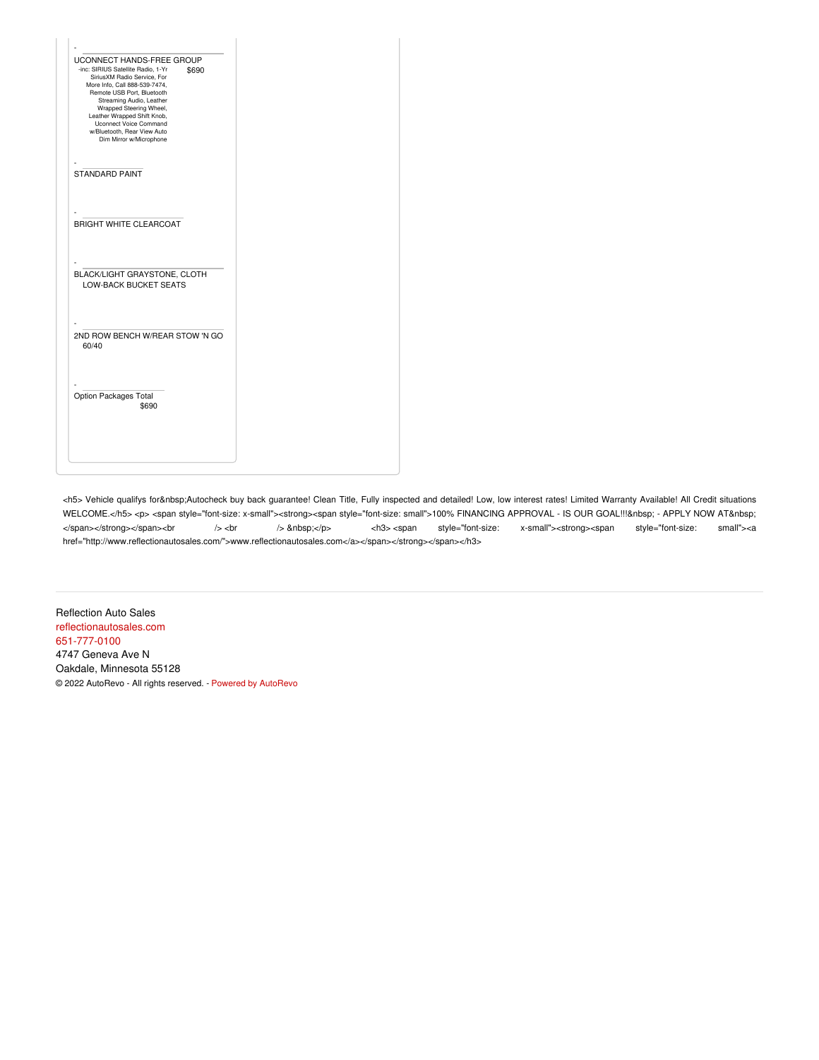| | |
|---|---|
| UCONNECT HANDS-FREE GROUP -inc: SIRIUS Satellite Radio, 1-Yr SiriusXM Radio Service, For More Info, Call 888-539-7474, Remote USB Port, Bluetooth Streaming Audio, Leather Wrapped Steering Wheel, Leather Wrapped Shift Knob, Uconnect Voice Command w/Bluetooth, Rear View Auto Dim Mirror w/Microphone | $690 |
| STANDARD PAINT | |
| BRIGHT WHITE CLEARCOAT | |
| BLACK/LIGHT GRAYSTONE, CLOTH LOW-BACK BUCKET SEATS | |
| 2ND ROW BENCH W/REAR STOW 'N GO 60/40 | |
| Option Packages Total | $690 |

<h5> Vehicle qualifys for&nbsp;Autocheck buy back guarantee! Clean Title, Fully inspected and detailed! Low, low interest rates! Limited Warranty Available! All Credit situations WELCOME.</h5> <p> <span style="font-size: x-small"><strong><span style="font-size: small">100% FINANCING APPROVAL - IS OUR GOAL!!!&nbsp; - APPLY NOW AT&nbsp; </span></strong></span><br /> <br /> &nbsp;</p> <h3> <span style="font-size: x-small"><strong><span style="font-size: small"><a href="http://www.reflectionautosales.com/">www.reflectionautosales.com</a></span></strong></span></h3>

---

Reflection Auto Sales
reflectionautosales.com
651-777-0100
4747 Geneva Ave N
Oakdale, Minnesota 55128
© 2022 AutoRevo - All rights reserved. - Powered by AutoRevo